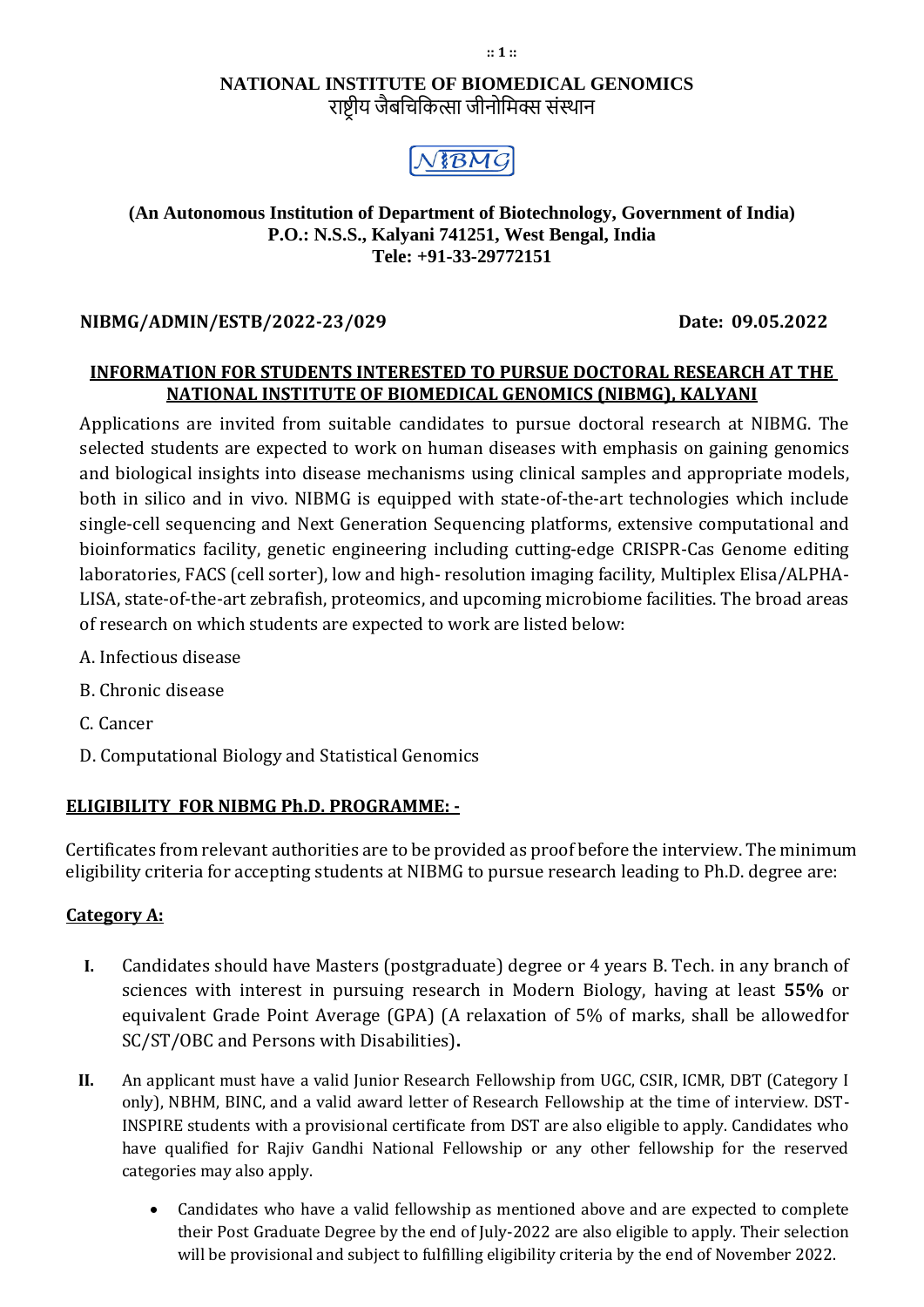# NATIONAL INSTITUTE OF BIOMEDICAL GENOMICS

राष्ट्रीय जैवचिकित्सा जीनोमिक्स संस्थान

NIBMG

**(An Autonomous Institution of Department of Biotechnology, Government of India)**
**P.O.: N.S.S., Kalyani 741251, West Bengal, India**
**Tele: +91-33-29772151**

**NIBMG/ADMIN/ESTB/2022-23/029** **Date: 09.05.2022**

## INFORMATION FOR STUDENTS INTERESTED TO PURSUE DOCTORAL RESEARCH AT THE NATIONAL INSTITUTE OF BIOMEDICAL GENOMICS (NIBMG), KALYANI

Applications are invited from suitable candidates to pursue doctoral research at NIBMG. The selected students are expected to work on human diseases with emphasis on gaining genomics and biological insights into disease mechanisms using clinical samples and appropriate models, both in silico and in vivo. NIBMG is equipped with state-of-the-art technologies which include single-cell sequencing and Next Generation Sequencing platforms, extensive computational and bioinformatics facility, genetic engineering including cutting-edge CRISPR-Cas Genome editing laboratories, FACS (cell sorter), low and high- resolution imaging facility, Multiplex Elisa/ALPHA-LISA, state-of-the-art zebrafish, proteomics, and upcoming microbiome facilities. The broad areas of research on which students are expected to work are listed below:

A. Infectious disease

B. Chronic disease

C. Cancer

D. Computational Biology and Statistical Genomics

## ELIGIBILITY FOR NIBMG Ph.D. PROGRAMME: -

Certificates from relevant authorities are to be provided as proof before the interview. The minimum eligibility criteria for accepting students at NIBMG to pursue research leading to Ph.D. degree are:

### Category A:

I. Candidates should have Masters (postgraduate) degree or 4 years B. Tech. in any branch of sciences with interest in pursuing research in Modern Biology, having at least **55%** or equivalent Grade Point Average (GPA) (A relaxation of 5% of marks, shall be allowedfor SC/ST/OBC and Persons with Disabilities)**.**

II. An applicant must have a valid Junior Research Fellowship from UGC, CSIR, ICMR, DBT (Category I only), NBHM, BINC, and a valid award letter of Research Fellowship at the time of interview. DST-INSPIRE students with a provisional certificate from DST are also eligible to apply. Candidates who have qualified for Rajiv Gandhi National Fellowship or any other fellowship for the reserved categories may also apply.

- Candidates who have a valid fellowship as mentioned above and are expected to complete their Post Graduate Degree by the end of July-2022 are also eligible to apply. Their selection will be provisional and subject to fulfilling eligibility criteria by the end of November 2022.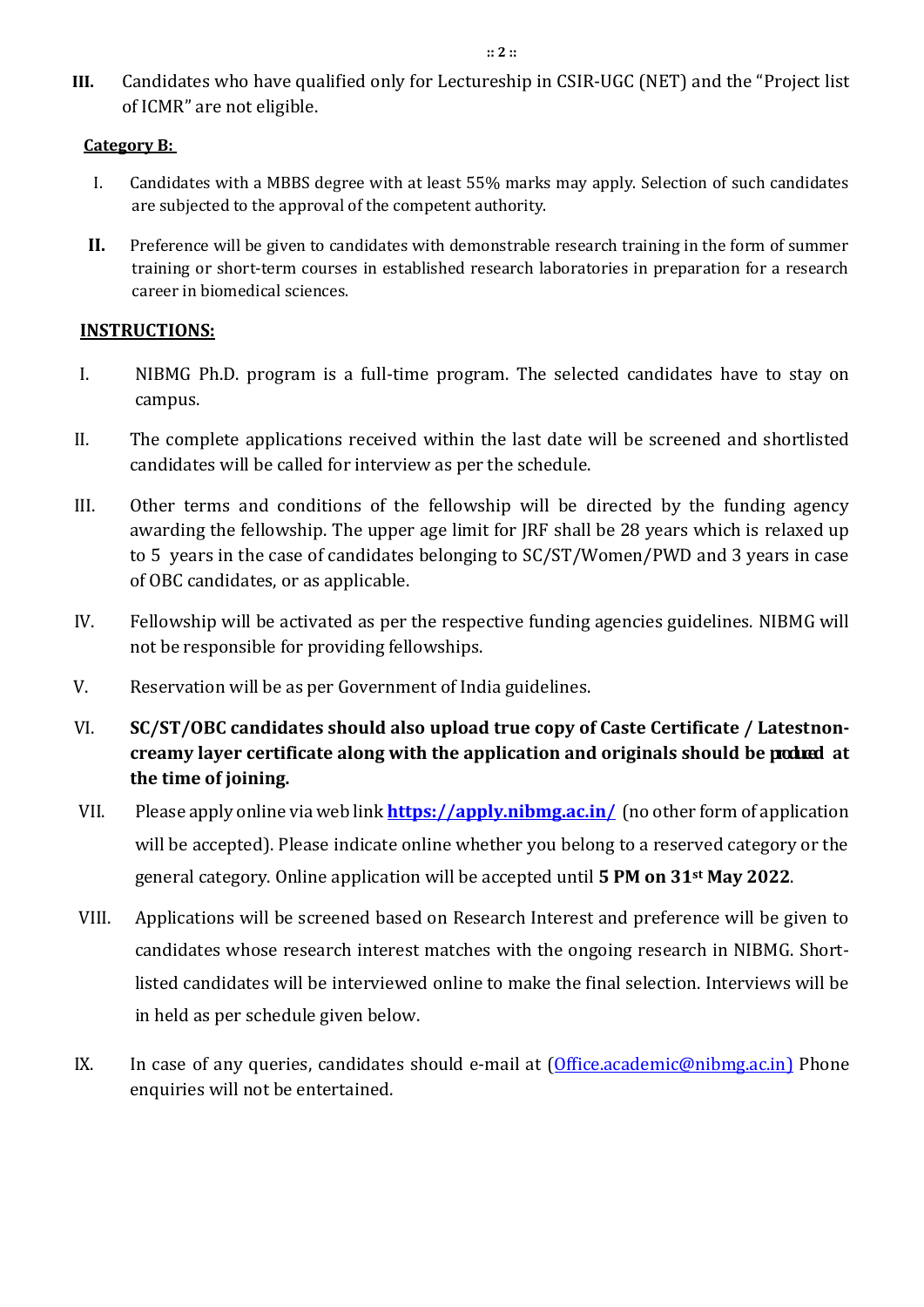III. Candidates who have qualified only for Lectureship in CSIR-UGC (NET) and the "Project list of ICMR" are not eligible.

**Category B:**

I. Candidates with a MBBS degree with at least 55% marks may apply. Selection of such candidates are subjected to the approval of the competent authority.

II. Preference will be given to candidates with demonstrable research training in the form of summer training or short-term courses in established research laboratories in preparation for a research career in biomedical sciences.

**INSTRUCTIONS:**

I. NIBMG Ph.D. program is a full-time program. The selected candidates have to stay on campus.

II. The complete applications received within the last date will be screened and shortlisted candidates will be called for interview as per the schedule.

III. Other terms and conditions of the fellowship will be directed by the funding agency awarding the fellowship. The upper age limit for JRF shall be 28 years which is relaxed up to 5 years in the case of candidates belonging to SC/ST/Women/PWD and 3 years in case of OBC candidates, or as applicable.

IV. Fellowship will be activated as per the respective funding agencies guidelines. NIBMG will not be responsible for providing fellowships.

V. Reservation will be as per Government of India guidelines.

VI. **SC/ST/OBC candidates should also upload true copy of Caste Certificate / Latestnon-creamy layer certificate along with the application and originals should be produced at the time of joining.**

VII. Please apply online via web link **https://apply.nibmg.ac.in/** (no other form of application will be accepted). Please indicate online whether you belong to a reserved category or the general category. Online application will be accepted until **5 PM on 31st May 2022**.

VIII. Applications will be screened based on Research Interest and preference will be given to candidates whose research interest matches with the ongoing research in NIBMG. Short-listed candidates will be interviewed online to make the final selection. Interviews will be in held as per schedule given below.

IX. In case of any queries, candidates should e-mail at (Office.academic@nibmg.ac.in) Phone enquiries will not be entertained.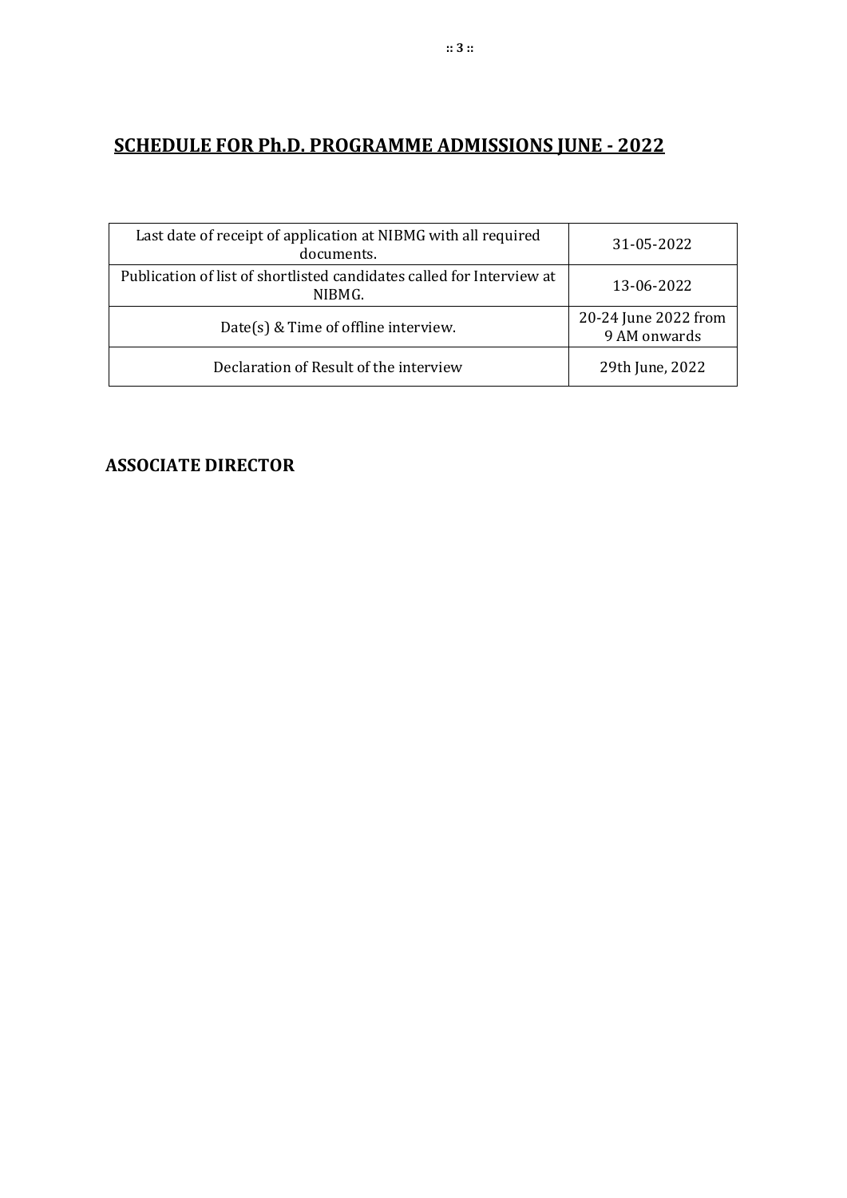## SCHEDULE FOR Ph.D. PROGRAMME ADMISSIONS JUNE - 2022

| | |
|---|---|
| Last date of receipt of application at NIBMG with all required documents. | 31-05-2022 |
| Publication of list of shortlisted candidates called for Interview at NIBMG. | 13-06-2022 |
| Date(s) & Time of offline interview. | 20-24 June 2022 from 9 AM onwards |
| Declaration of Result of the interview | 29th June, 2022 |

**ASSOCIATE DIRECTOR**